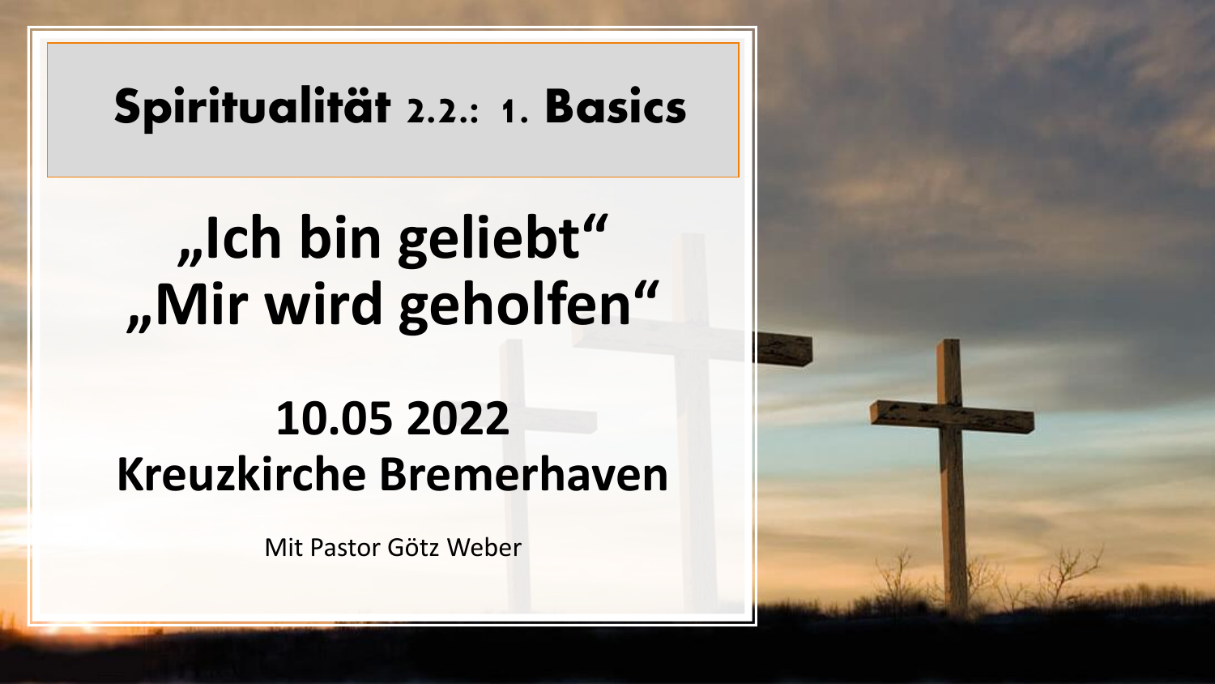# Spiritualität 2.2.: 1. Basics

## „Ich bin geliebt“
## „Mir wird geholfen“

**10.05 2022**
**Kreuzkirche Bremerhaven**

Mit Pastor Götz Weber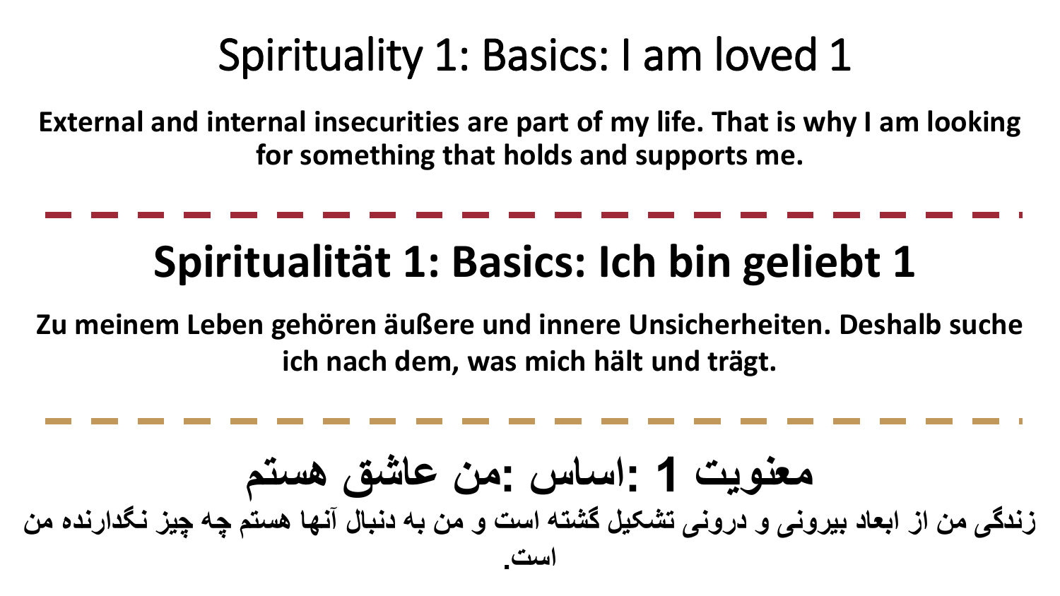# Spirituality 1: Basics: I am loved 1

**External and internal insecurities are part of my life. That is why I am looking for something that holds and supports me.**

---

# Spiritualität 1: Basics: Ich bin geliebt 1

**Zu meinem Leben gehören äußere und innere Unsicherheiten. Deshalb suche ich nach dem, was mich hält und trägt.**

---

# معنویت 1 :اساس :من عاشق هستم

**زندگی من از ابعاد بیرونی و درونی تشکیل گشته است و من به دنبال آنها هستم چه چیز نگدارنده من است.**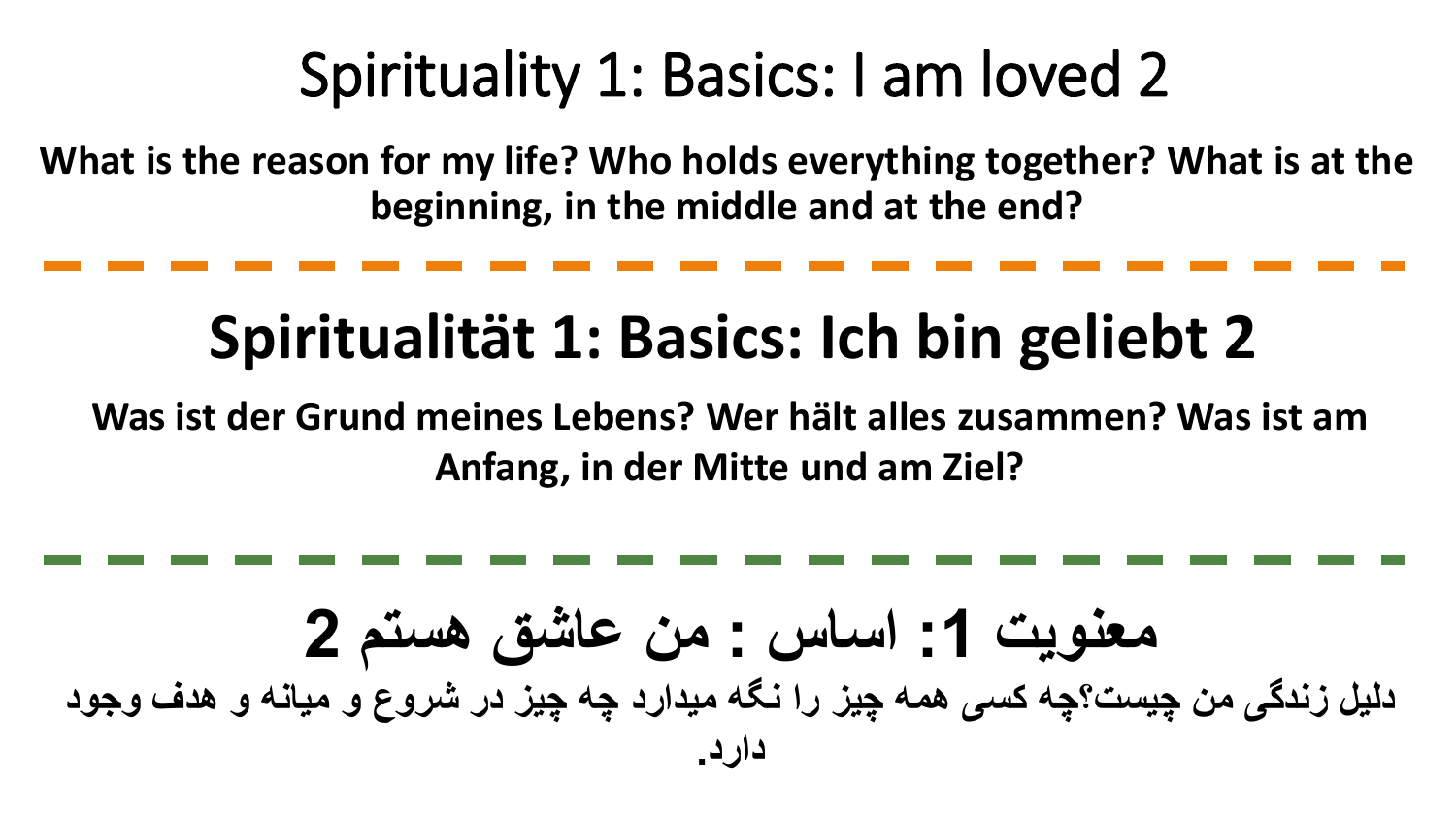# Spirituality 1: Basics: I am loved 2

**What is the reason for my life? Who holds everything together? What is at the beginning, in the middle and at the end?**

---

# Spiritualität 1: Basics: Ich bin geliebt 2

**Was ist der Grund meines Lebens? Wer hält alles zusammen? Was ist am Anfang, in der Mitte und am Ziel?**

---

# معنویت 1: اساس : من عاشق هستم 2

**دلیل زندگی من چیست؟چه کسی همه چیز را نگه میدارد چه چیز در شروع و میانه و هدف وجود دارد.**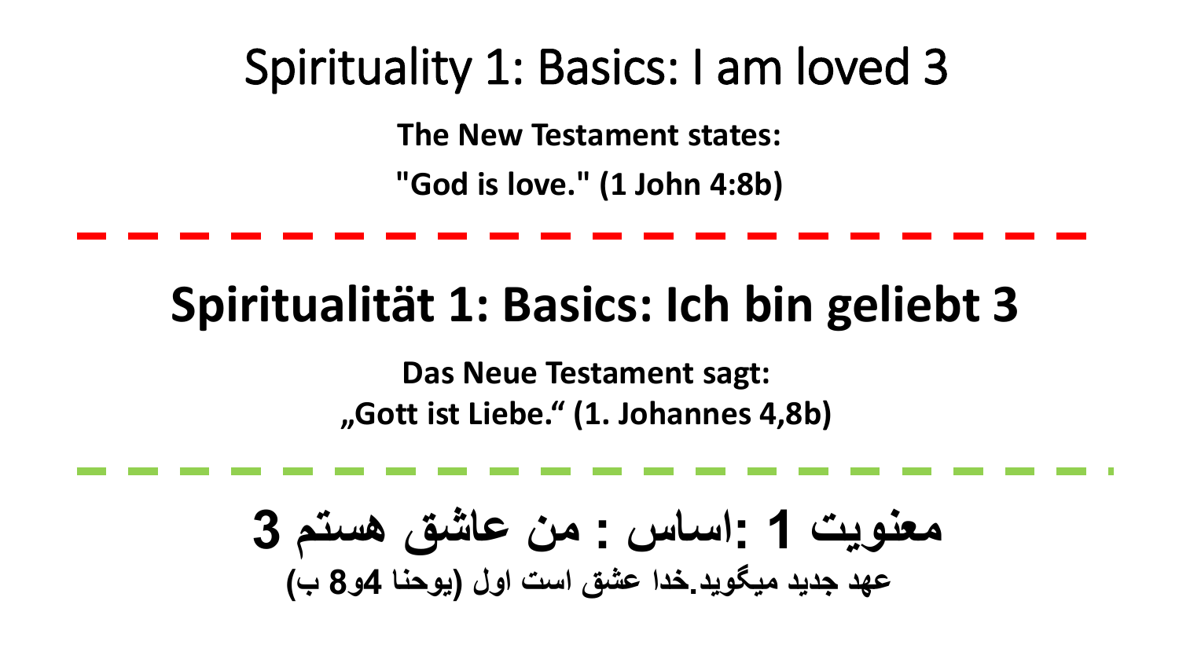# Spirituality 1: Basics: I am loved 3

**The New Testament states:**

**"God is love." (1 John 4:8b)**

---

# Spiritualität 1: Basics: Ich bin geliebt 3

**Das Neue Testament sagt:**
**„Gott ist Liebe.“ (1. Johannes 4,8b)**

---

# معنویت 1 :اساس : من عاشق هستم 3

**عهد جدید میگوید.خدا عشق است اول (یوحنا 4و8 ب)**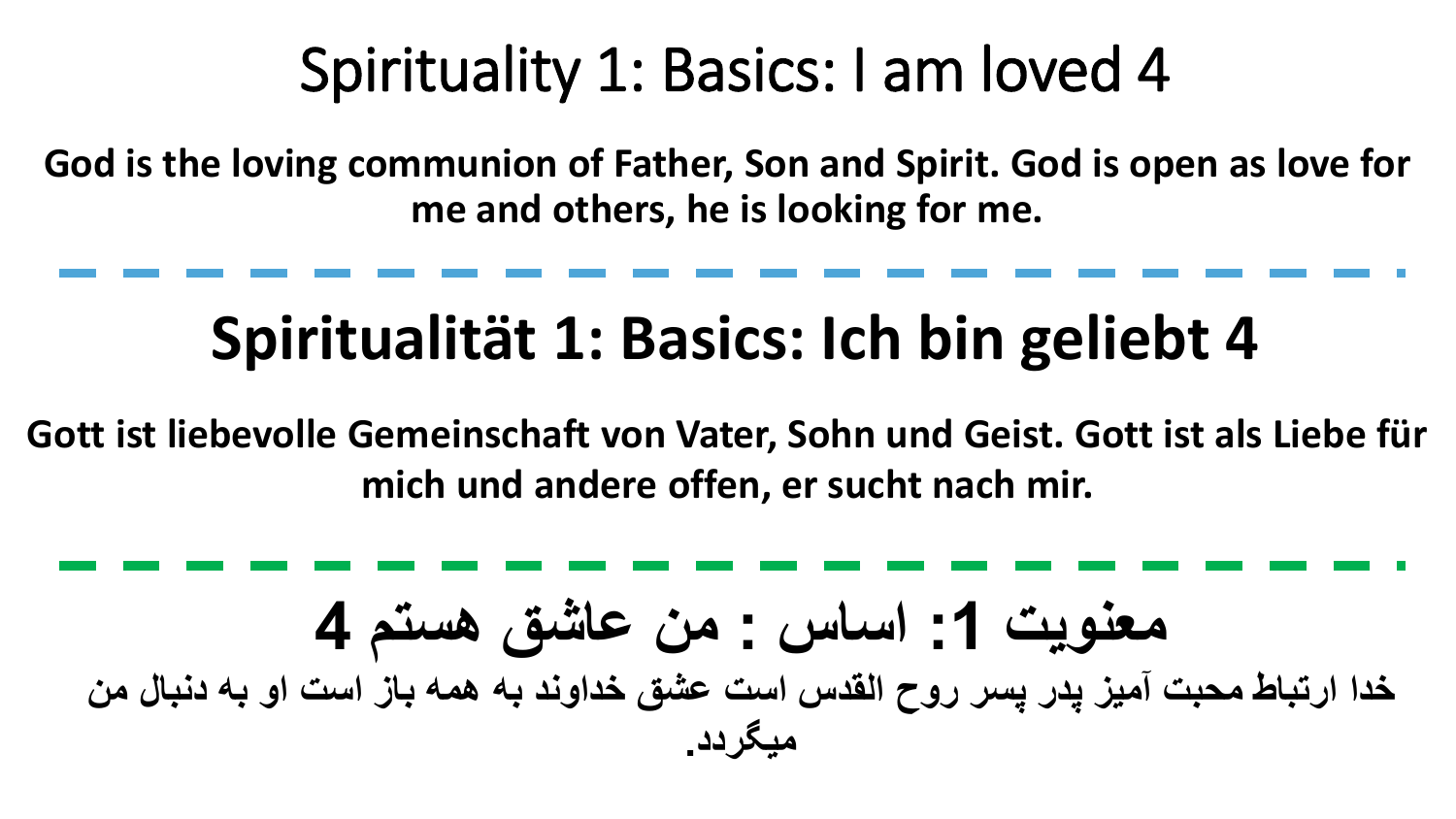# Spirituality 1: Basics: I am loved 4

**God is the loving communion of Father, Son and Spirit. God is open as love for me and others, he is looking for me.**

---

# Spiritualität 1: Basics: Ich bin geliebt 4

**Gott ist liebevolle Gemeinschaft von Vater, Sohn und Geist. Gott ist als Liebe für mich und andere offen, er sucht nach mir.**

---

# معنویت 1: اساس : من عاشق هستم 4

**خدا ارتباط محبت آمیز پدر پسر روح القدس است عشق خداوند به همه باز است او به دنبال من میگردد.**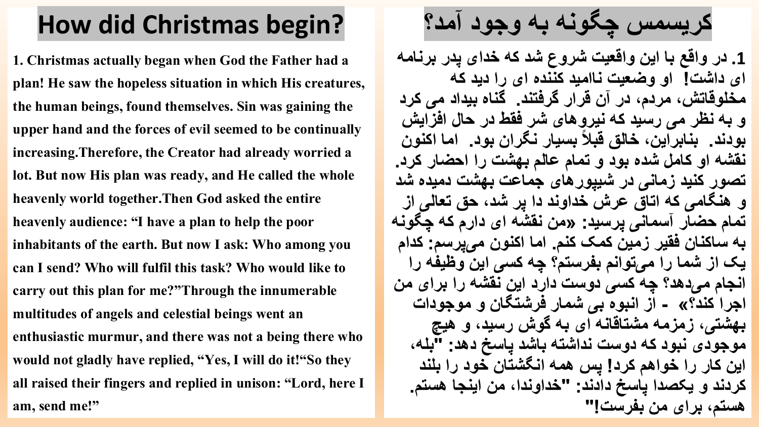# How did Christmas begin?

**1. Christmas actually began when God the Father had a plan! He saw the hopeless situation in which His creatures, the human beings, found themselves. Sin was gaining the upper hand and the forces of evil seemed to be continually increasing.Therefore, the Creator had already worried a lot. But now His plan was ready, and He called the whole heavenly world together.Then God asked the entire heavenly audience: "I have a plan to help the poor inhabitants of the earth. But now I ask: Who among you can I send? Who will fulfil this task? Who would like to carry out this plan for me?"Through the innumerable multitudes of angels and celestial beings went an enthusiastic murmur, and there was not a being there who would not gladly have replied, "Yes, I will do it!"So they all raised their fingers and replied in unison: "Lord, here I am, send me!"**

# کریسمس چگونه به وجود آمد؟

**1. در واقع با این واقعیت شروع شد که خدای پدر برنامه ای داشت! او وضعیت ناامید کننده ای را دید که مخلوقاتش، مردم، در آن قرار گرفتند. گناه بیداد می کرد و به نظر می رسید که نیروهای شر فقط در حال افزایش بودند. بنابراین، خالق قبلاً بسیار نگران بود. اما اکنون نقشه او کامل شده بود و تمام عالم بهشت را احضار کرد. تصور کنید زمانی در شیپورهای جماعت بهشت دمیده شد و هنگامی که اتاق عرش خداوند دا پر شد، حق تعالی از تمام حضار آسمانی پرسید: «من نقشه ای دارم که چگونه به ساکنان فقیر زمین کمک کنم. اما اکنون می‌پرسم: کدام یک از شما را می‌توانم بفرستم؟ چه کسی این وظیفه را انجام می‌دهد؟ چه کسی دوست دارد این نقشه را برای من اجرا کند؟» - از انبوه بی شمار فرشتگان و موجودات بهشتی، زمزمه مشتاقانه ای به گوش رسید، و هیچ موجودی نبود که دوست نداشته باشد پاسخ دهد: "بله، این کار را خواهم کرد! پس همه انگشتان خود را بلند کردند و یکصدا پاسخ دادند: "خداوندا، من اینجا هستم. هستم، برای من بفرست!"**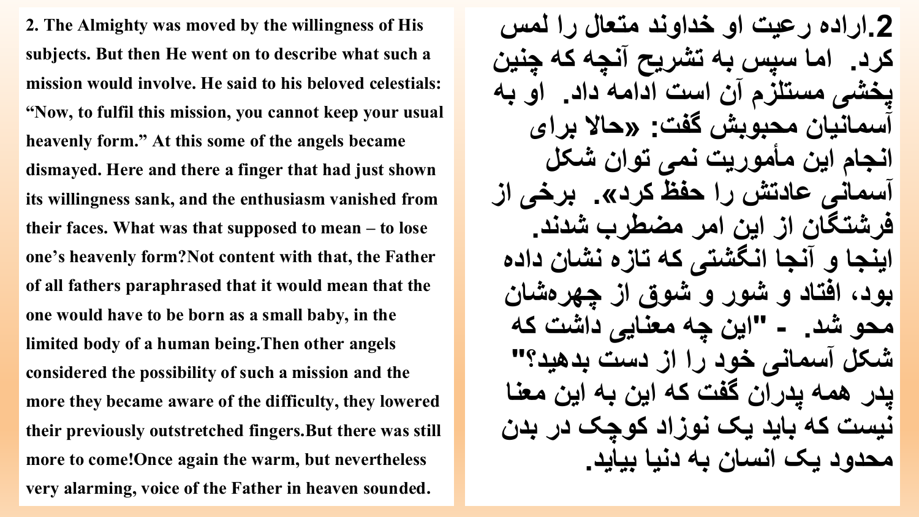**2. The Almighty was moved by the willingness of His subjects. But then He went on to describe what such a mission would involve. He said to his beloved celestials: "Now, to fulfil this mission, you cannot keep your usual heavenly form." At this some of the angels became dismayed. Here and there a finger that had just shown its willingness sank, and the enthusiasm vanished from their faces. What was that supposed to mean – to lose one's heavenly form?Not content with that, the Father of all fathers paraphrased that it would mean that the one would have to be born as a small baby, in the limited body of a human being.Then other angels considered the possibility of such a mission and the more they became aware of the difficulty, they lowered their previously outstretched fingers.But there was still more to come!Once again the warm, but nevertheless very alarming, voice of the Father in heaven sounded.**

**2.اراده رعیت او خداوند متعال را لمس کرد. اما سپس به تشریح آنچه که چنین پخشی مستلزم آن است ادامه داد. او به آسمانیان محبوبش گفت: «حالا برای انجام این مأموریت نمی توان شکل آسمانی عادتش را حفظ کرد». برخی از فرشتگان از این امر مضطرب شدند. اینجا و آنجا انگشتی که تازه نشان داده بود، افتاد و شور و شوق از چهره‌شان محو شد. - "این چه معنایی داشت که شکل آسمانی خود را از دست بدهید؟" پدر همه پدران گفت که این به این معنا نیست که باید یک نوزاد کوچک در بدن محدود یک انسان به دنیا بیاید.**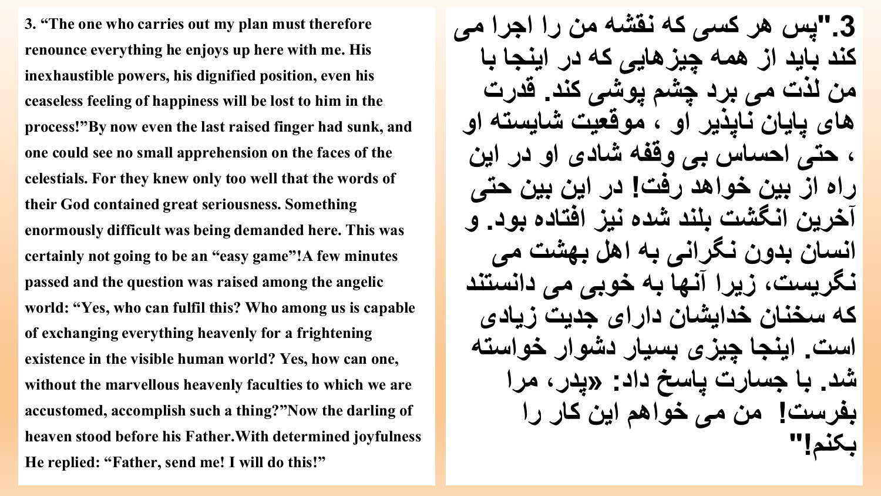3. "The one who carries out my plan must therefore renounce everything he enjoys up here with me. His inexhaustible powers, his dignified position, even his ceaseless feeling of happiness will be lost to him in the process!"By now even the last raised finger had sunk, and one could see no small apprehension on the faces of the celestials. For they knew only too well that the words of their God contained great seriousness. Something enormously difficult was being demanded here. This was certainly not going to be an "easy game"!A few minutes passed and the question was raised among the angelic world: "Yes, who can fulfil this? Who among us is capable of exchanging everything heavenly for a frightening existence in the visible human world? Yes, how can one, without the marvellous heavenly faculties to which we are accustomed, accomplish such a thing?"Now the darling of heaven stood before his Father.With determined joyfulness He replied: "Father, send me! I will do this!"

**3."پس هر کسی که نقشه من را اجرا می کند باید از همه چیزهایی که در اینجا با من لذت می برد چشم پوشی کند. قدرت های پایان ناپذیر او ، موقعیت شایسته او ، حتی احساس بی وقفه شادی او در این راه از بین خواهد رفت! در این بین حتی آخرین انگشت بلند شده نیز افتاده بود. و انسان بدون نگرانی به اهل بهشت می نگریست، زیرا آنها به خوبی می دانستند که سخنان خدایشان دارای جدیت زیادی است. اینجا چیزی بسیار دشوار خواسته شد. با جسارت پاسخ داد: «پدر، مرا بفرست! من می خواهم این کار را بکنم!"**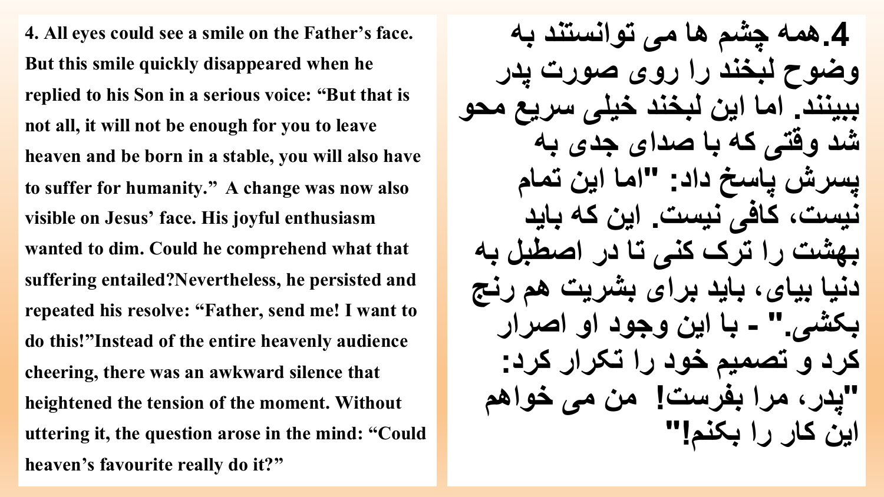**4. All eyes could see a smile on the Father's face. But this smile quickly disappeared when he replied to his Son in a serious voice: "But that is not all, it will not be enough for you to leave heaven and be born in a stable, you will also have to suffer for humanity." A change was now also visible on Jesus' face. His joyful enthusiasm wanted to dim. Could he comprehend what that suffering entailed?Nevertheless, he persisted and repeated his resolve: "Father, send me! I want to do this!"Instead of the entire heavenly audience cheering, there was an awkward silence that heightened the tension of the moment. Without uttering it, the question arose in the mind: "Could heaven's favourite really do it?"**

**4.همه چشم ها می توانستند به وضوح لبخند را روی صورت پدر ببینند. اما این لبخند خیلی سریع محو شد وقتی که با صدای جدی به پسرش پاسخ داد: "اما این تمام نیست، کافی نیست. این که باید بهشت را ترک کنی تا در اصطبل به دنیا بیای، باید برای بشریت هم رنج بکشی." - با این وجود او اصرار کرد و تصمیم خود را تکرار کرد: "پدر، مرا بفرست! من می خواهم این کار را بکنم!"**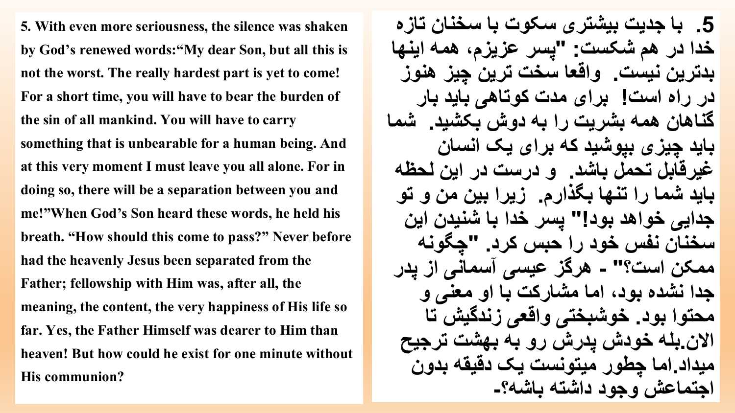**5. With even more seriousness, the silence was shaken by God's renewed words:"My dear Son, but all this is not the worst. The really hardest part is yet to come! For a short time, you will have to bear the burden of the sin of all mankind. You will have to carry something that is unbearable for a human being. And at this very moment I must leave you all alone. For in doing so, there will be a separation between you and me!"When God's Son heard these words, he held his breath. "How should this come to pass?" Never before had the heavenly Jesus been separated from the Father; fellowship with Him was, after all, the meaning, the content, the very happiness of His life so far. Yes, the Father Himself was dearer to Him than heaven! But how could he exist for one minute without His communion?**

**5. با جدیت بیشتری سکوت با سخنان تازه خدا در هم شکست: "پسر عزیزم، همه اینها بدترین نیست. واقعا سخت ترین چیز هنوز در راه است! برای مدت کوتاهی باید بار گناهان همه بشریت را به دوش بکشید. شما باید چیزی بپوشید که برای یک انسان غیرقابل تحمل باشد. و درست در این لحظه باید شما را تنها بگذارم. زیرا بین من و تو جدایی خواهد بود!" پسر خدا با شنیدن این سخنان نفس خود را حبس کرد. "چگونه ممکن است؟" - هرگز عیسی آسمانی از پدر جدا نشده بود، اما مشارکت با او معنی و محتوا بود. خوشبختی واقعی زندگیش تا الان.بله خودش پدرش رو به بهشت ترجیح میداد.اما چطور میتونست یک دقیقه بدون اجتماعش وجود داشته باشه؟-**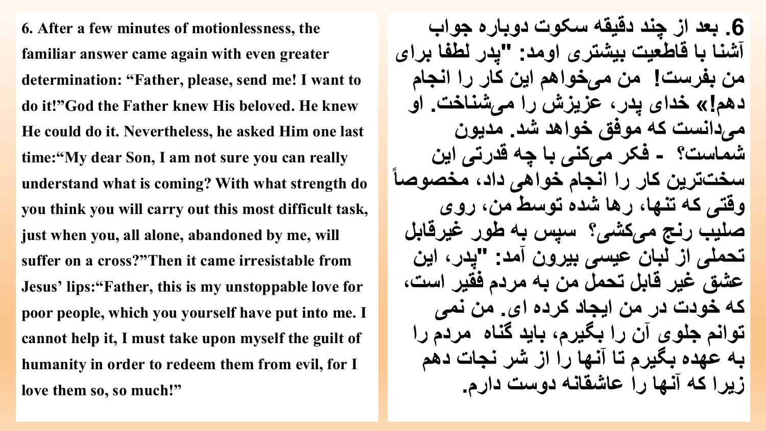6. After a few minutes of motionlessness, the familiar answer came again with even greater determination: "Father, please, send me! I want to do it!"God the Father knew His beloved. He knew He could do it. Nevertheless, he asked Him one last time:"My dear Son, I am not sure you can really understand what is coming? With what strength do you think you will carry out this most difficult task, just when you, all alone, abandoned by me, will suffer on a cross?"Then it came irresistable from Jesus' lips:"Father, this is my unstoppable love for poor people, which you yourself have put into me. I cannot help it, I must take upon myself the guilt of humanity in order to redeem them from evil, for I love them so, so much!"

6. بعد از چند دقیقه سکوت دوباره جواب آشنا با قاطعیت بیشتری اومد: "پدر لطفا برای من بفرست! من می‌خواهم این کار را انجام دهم!» خدای پدر، عزیزش را می‌شناخت. او می‌دانست که موفق خواهد شد. مدیون شماست؟ - فکر می‌کنی با چه قدرتی این سخت‌ترین کار را انجام خواهی داد، مخصوصاً وقتی که تنها، رها شده توسط من، روی صلیب رنج می‌کشی؟ سپس به طور غیرقابل تحملی از لبان عیسی بیرون آمد: "پدر، این عشق غیر قابل تحمل من به مردم فقیر است، که خودت در من ایجاد کرده ای. من نمی توانم جلوی آن را بگیرم، باید گناه مردم را به عهده بگیرم تا آنها را از شر نجات دهم زیرا که آنها را عاشقانه دوست دارم.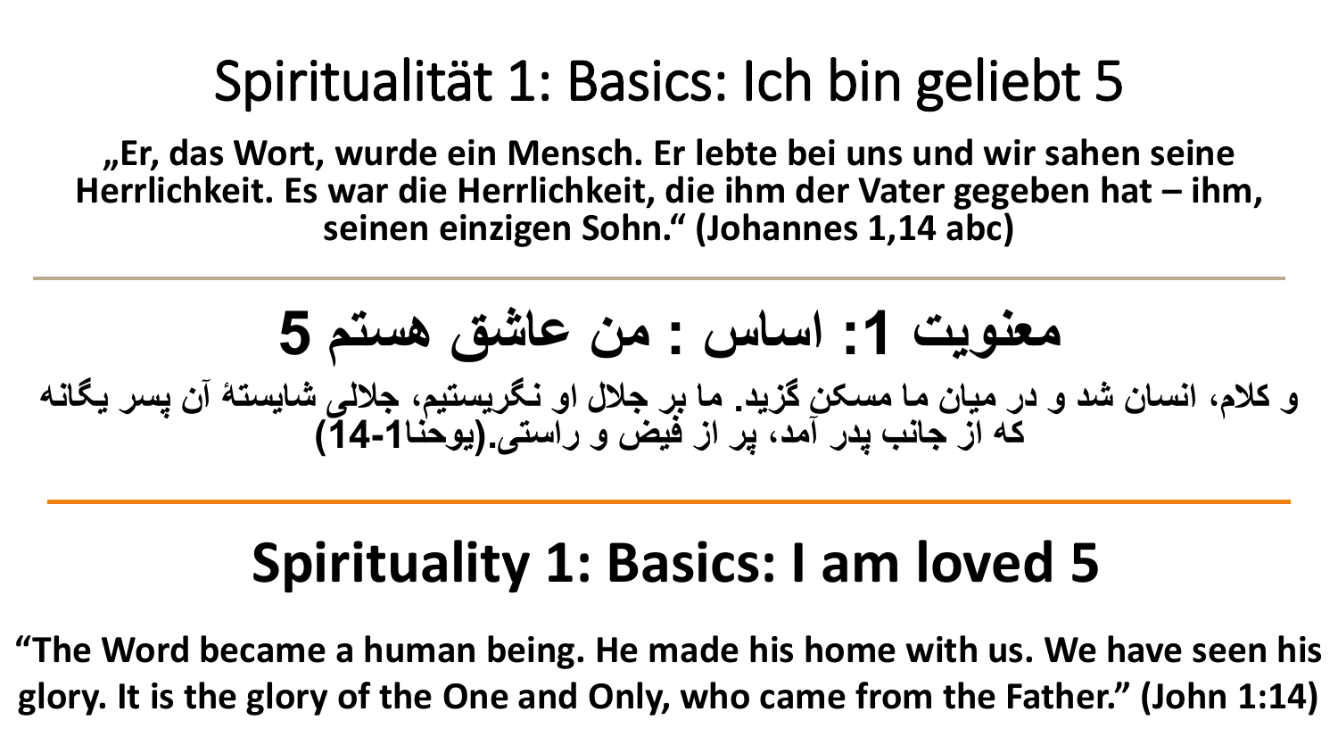# Spiritualität 1: Basics: Ich bin geliebt 5

**„Er, das Wort, wurde ein Mensch. Er lebte bei uns und wir sahen seine Herrlichkeit. Es war die Herrlichkeit, die ihm der Vater gegeben hat – ihm, seinen einzigen Sohn.“ (Johannes 1,14 abc)**

---

# معنویت 1: اساس : من عاشق هستم 5

**و کلام، انسان شد و در میان ما مسکن گزید. ما بر جلال او نگریستیم، جلالی شایستهٔ آن پسر یگانه که از جانب پدر آمد، پر از فیض و راستی.(یوحنا1-14)**

---

# Spirituality 1: Basics: I am loved 5

**“The Word became a human being. He made his home with us. We have seen his glory. It is the glory of the One and Only, who came from the Father.” (John 1:14)**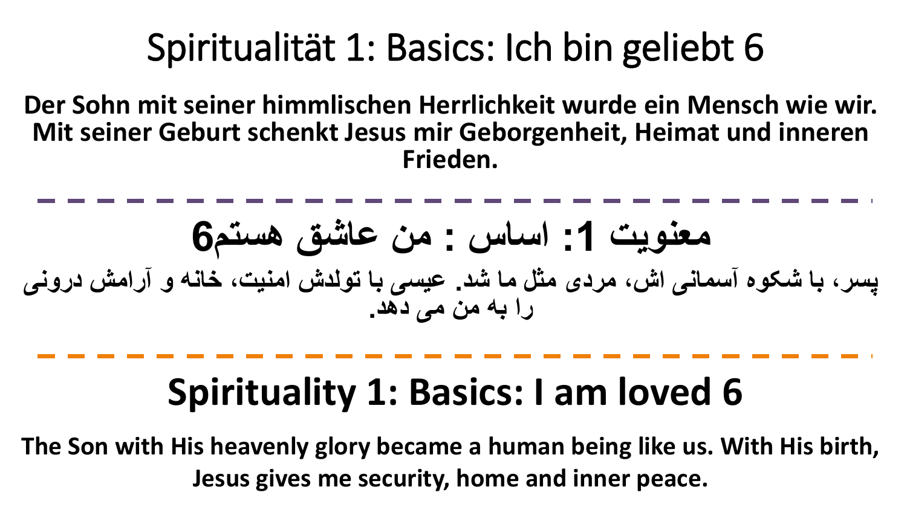# Spiritualität 1: Basics: Ich bin geliebt 6

**Der Sohn mit seiner himmlischen Herrlichkeit wurde ein Mensch wie wir. Mit seiner Geburt schenkt Jesus mir Geborgenheit, Heimat und inneren Frieden.**

---

# معنویت 1: اساس : من عاشق هستم6

**پسر، با شکوه آسمانی اش، مردی مثل ما شد. عیسی با تولدش امنیت، خانه و آرامش درونی را به من می دهد.**

---

# Spirituality 1: Basics: I am loved 6

**The Son with His heavenly glory became a human being like us. With His birth, Jesus gives me security, home and inner peace.**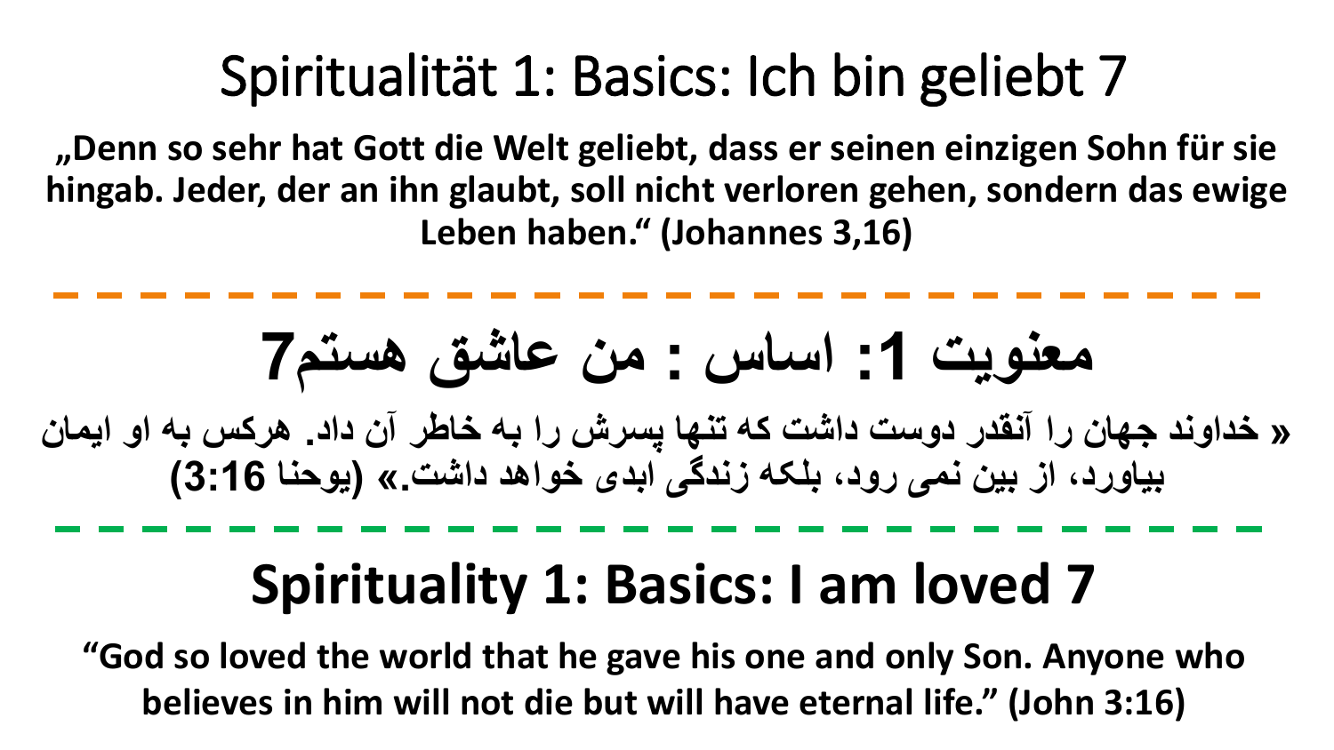# Spiritualität 1: Basics: Ich bin geliebt 7

**„Denn so sehr hat Gott die Welt geliebt, dass er seinen einzigen Sohn für sie hingab. Jeder, der an ihn glaubt, soll nicht verloren gehen, sondern das ewige Leben haben.“ (Johannes 3,16)**

---

# معنویت 1: اساس : من عاشق هستم7

**« خداوند جهان را آنقدر دوست داشت که تنها پسرش را به خاطر آن داد. هرکس به او ایمان بیاورد، از بین نمی رود، بلکه زندگی ابدی خواهد داشت.» (یوحنا 3:16)**

---

# Spirituality 1: Basics: I am loved 7

**“God so loved the world that he gave his one and only Son. Anyone who believes in him will not die but will have eternal life.” (John 3:16)**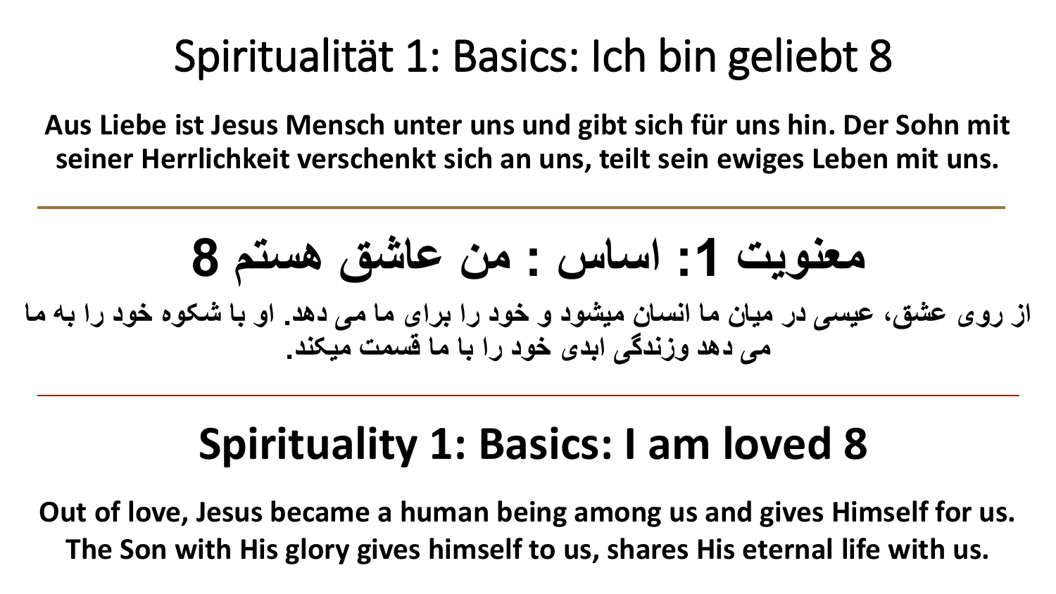# Spiritualität 1: Basics: Ich bin geliebt 8

**Aus Liebe ist Jesus Mensch unter uns und gibt sich für uns hin. Der Sohn mit seiner Herrlichkeit verschenkt sich an uns, teilt sein ewiges Leben mit uns.**

---

# معنویت 1: اساس : من عاشق هستم 8

**از روی عشق، عیسی در میان ما انسان میشود و خود را برای ما می دهد. او با شکوه خود را به ما می دهد وزندگی ابدی خود را با ما قسمت میکند.**

---

# Spirituality 1: Basics: I am loved 8

**Out of love, Jesus became a human being among us and gives Himself for us. The Son with His glory gives himself to us, shares His eternal life with us.**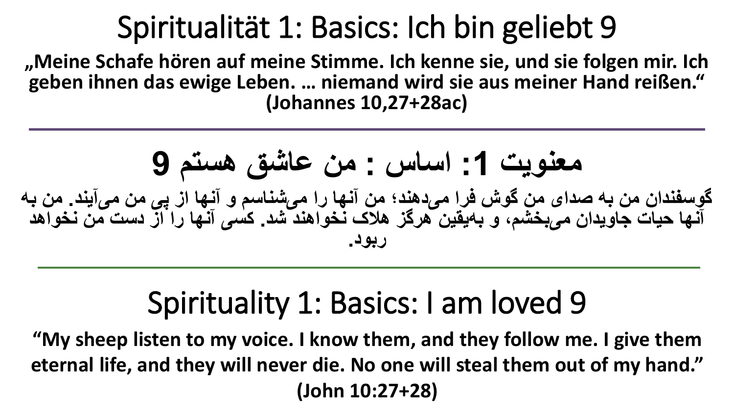# Spiritualität 1: Basics: Ich bin geliebt 9

**„Meine Schafe hören auf meine Stimme. Ich kenne sie, und sie folgen mir. Ich geben ihnen das ewige Leben. … niemand wird sie aus meiner Hand reißen.“ (Johannes 10,27+28ac)**

---

# معنویت 1: اساس : من عاشق هستم 9

**گوسفندان من به صدای من گوش فرا می‌دهند؛ من آنها را می‌شناسم و آنها از پی من می‌آیند. من به آنها حیات جاویدان می‌بخشم، و به‌یقین هرگز هلاک نخواهند شد. کسی آنها را از دست من نخواهد ربود.**

---

# Spirituality 1: Basics: I am loved 9

**“My sheep listen to my voice. I know them, and they follow me. I give them eternal life, and they will never die. No one will steal them out of my hand.” (John 10:27+28)**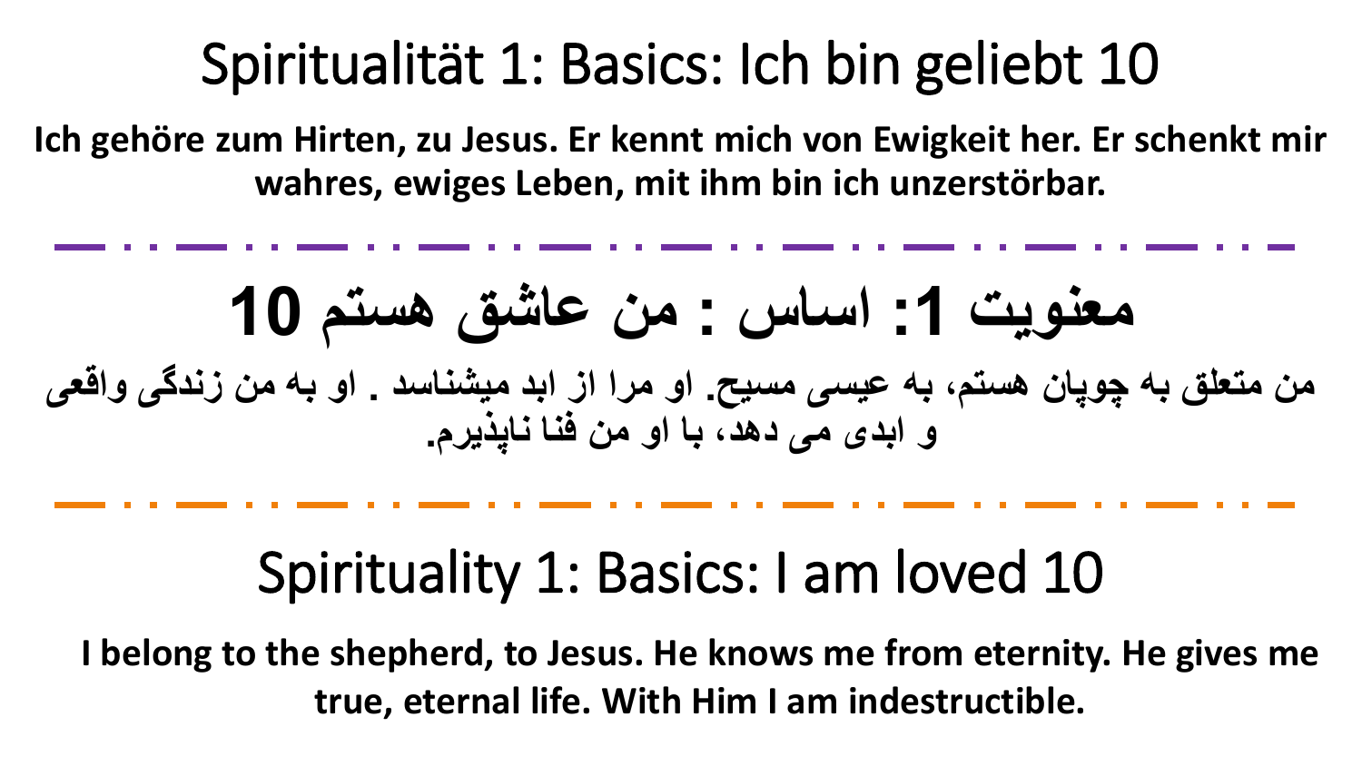# Spiritualität 1: Basics: Ich bin geliebt 10

**Ich gehöre zum Hirten, zu Jesus. Er kennt mich von Ewigkeit her. Er schenkt mir wahres, ewiges Leben, mit ihm bin ich unzerstörbar.**

---

# معنویت 1: اساس : من عاشق هستم 10

**من متعلق به چوپان هستم، به عیسی مسیح. او مرا از ابد میشناسد . او به من زندگی واقعی و ابدی می دهد، با او من فنا ناپذیرم.**

---

# Spirituality 1: Basics: I am loved 10

**I belong to the shepherd, to Jesus. He knows me from eternity. He gives me true, eternal life. With Him I am indestructible.**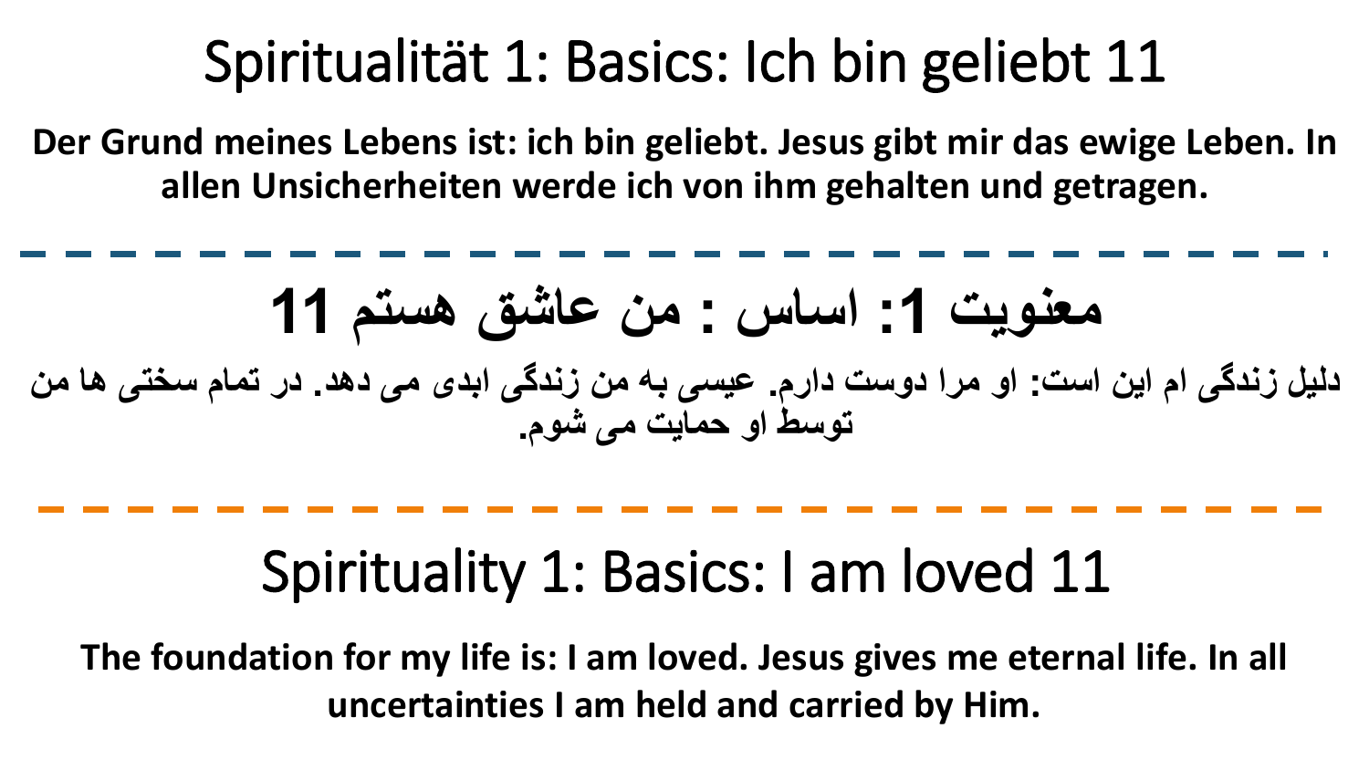# Spiritualität 1: Basics: Ich bin geliebt 11

**Der Grund meines Lebens ist: ich bin geliebt. Jesus gibt mir das ewige Leben. In allen Unsicherheiten werde ich von ihm gehalten und getragen.**

---

# معنویت 1: اساس : من عاشق هستم 11

**دلیل زندگی ام این است: او مرا دوست دارم. عیسی به من زندگی ابدی می دهد. در تمام سختی ها من توسط او حمایت می شوم.**

---

# Spirituality 1: Basics: I am loved 11

**The foundation for my life is: I am loved. Jesus gives me eternal life. In all uncertainties I am held and carried by Him.**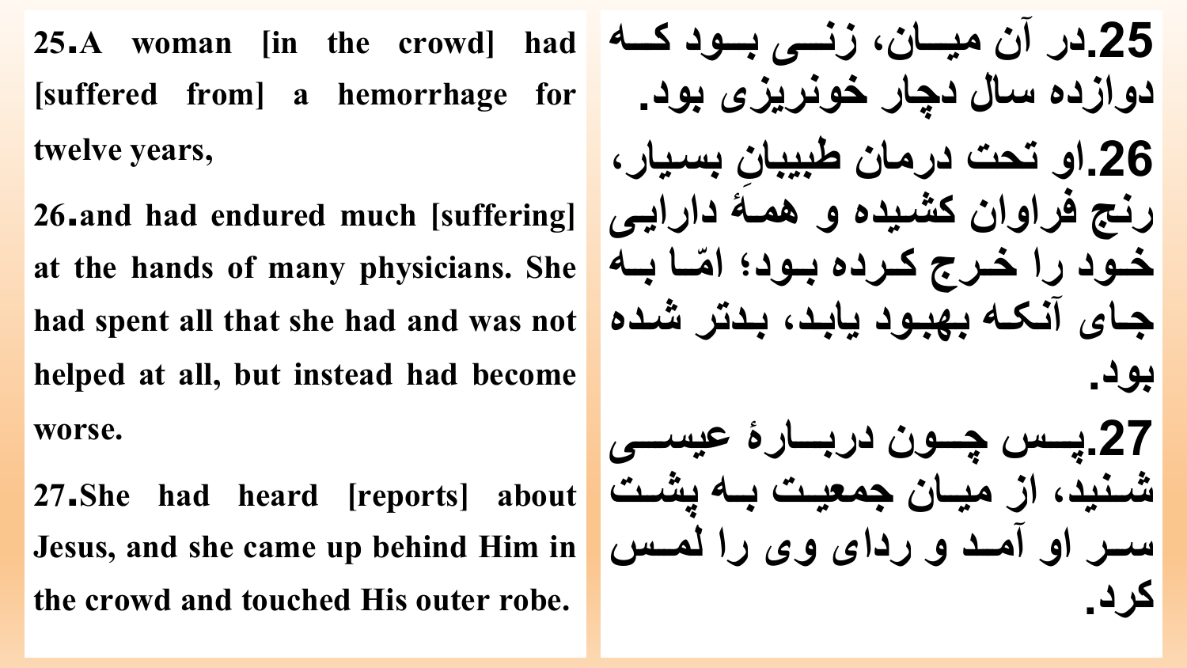**25.A woman [in the crowd] had [suffered from] a hemorrhage for twelve years,**

**26.and had endured much [suffering] at the hands of many physicians. She had spent all that she had and was not helped at all, but instead had become worse.**

**27.She had heard [reports] about Jesus, and she came up behind Him in the crowd and touched His outer robe.**

**25.در آن میان، زنی بود که دوازده سال دچار خونریزی بود.**

**26.او تحت درمان طبیبانِ بسیار، رنج فراوان کشیده و همهٔ دارایی خود را خرج کرده بود؛ امّا به جای آنکه بهبود یابد، بدتر شده بود.**

**27.پس چون دربارهٔ عیسی شنید، از میان جمعیت به پشت سر او آمد و ردای وی را لمس کرد.**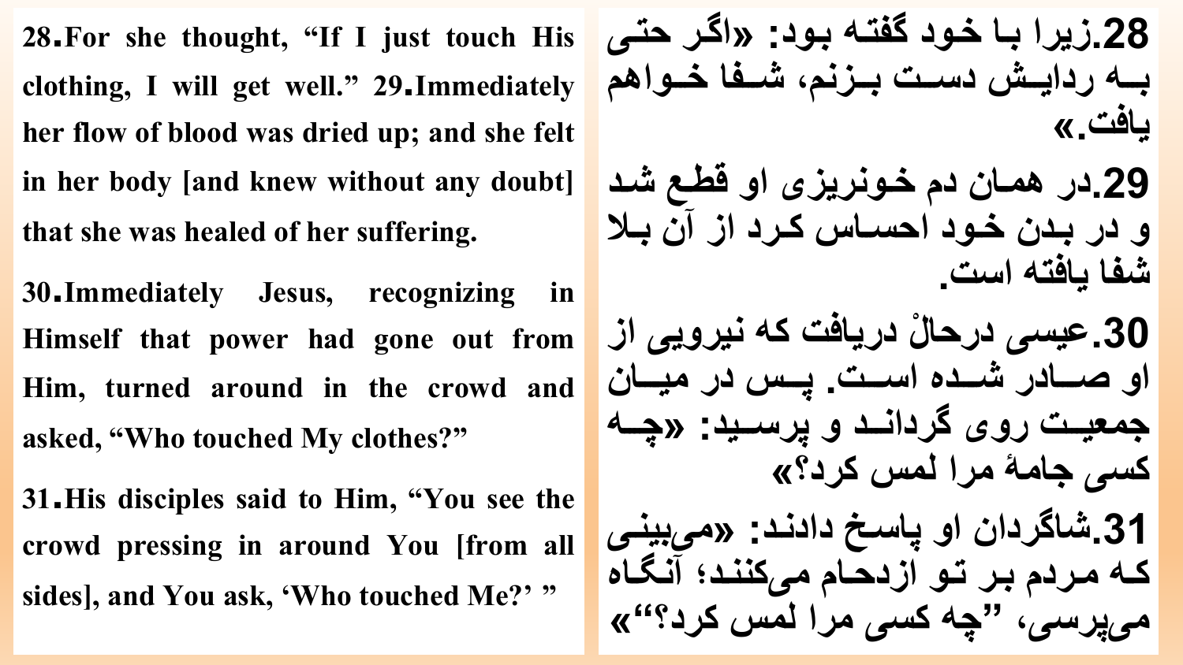**28.For she thought, "If I just touch His clothing, I will get well." 29.Immediately her flow of blood was dried up; and she felt in her body [and knew without any doubt] that she was healed of her suffering.**

**30.Immediately Jesus, recognizing in Himself that power had gone out from Him, turned around in the crowd and asked, "Who touched My clothes?"**

**31.His disciples said to Him, "You see the crowd pressing in around You [from all sides], and You ask, 'Who touched Me?' "**

**28.زیرا با خود گفته بود: «اگر حتی به ردایش دست بزنم، شفا خواهم یافت.»**

**29.در همان دم خونریزی او قطع شد و در بدن خود احساس کرد از آن بلا شفا یافته است.**

**30.عیسی درحالْ دریافت که نیرویی از او صادر شده است. پس در میان جمعیت روی گرداند و پرسید: «چه کسی جامهٔ مرا لمس کرد؟»**

**31.شاگردان او پاسخ دادند: «می‌بینی که مردم بر تو ازدحام می‌کنند؛ آنگاه می‌پرسی، "چه کسی مرا لمس کرد؟"»**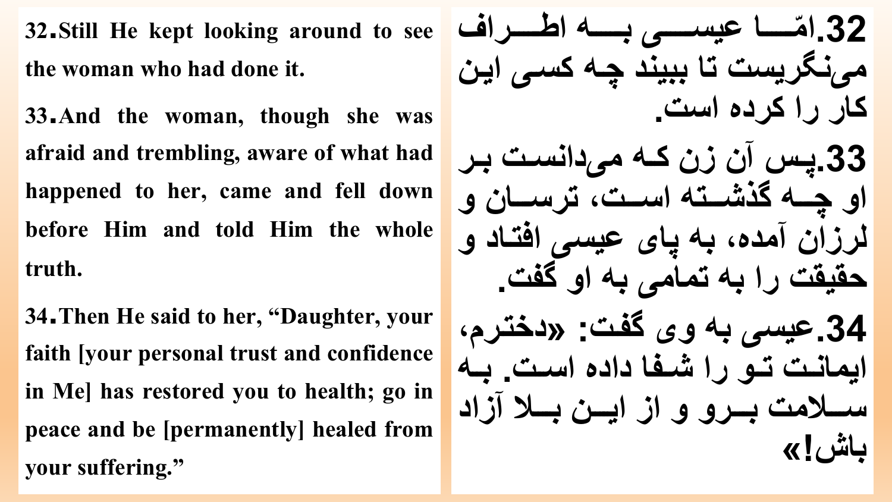32. Still He kept looking around to see the woman who had done it.

33. And the woman, though she was afraid and trembling, aware of what had happened to her, came and fell down before Him and told Him the whole truth.

34. Then He said to her, “Daughter, your faith [your personal trust and confidence in Me] has restored you to health; go in peace and be [permanently] healed from your suffering.”

32. امّا عیسی به اطراف می‌نگریست تا ببیند چه کسی این کار را کرده است.

33. پس آن زن که می‌دانست بر او چه گذشته است، ترسان و لرزان آمده، به پای عیسی افتاد و حقیقت را به تمامی به او گفت.

34. عیسی به وی گفت: «دخترم، ایمانت تو را شفا داده است. به سلامت برو و از این بلا آزاد باش!»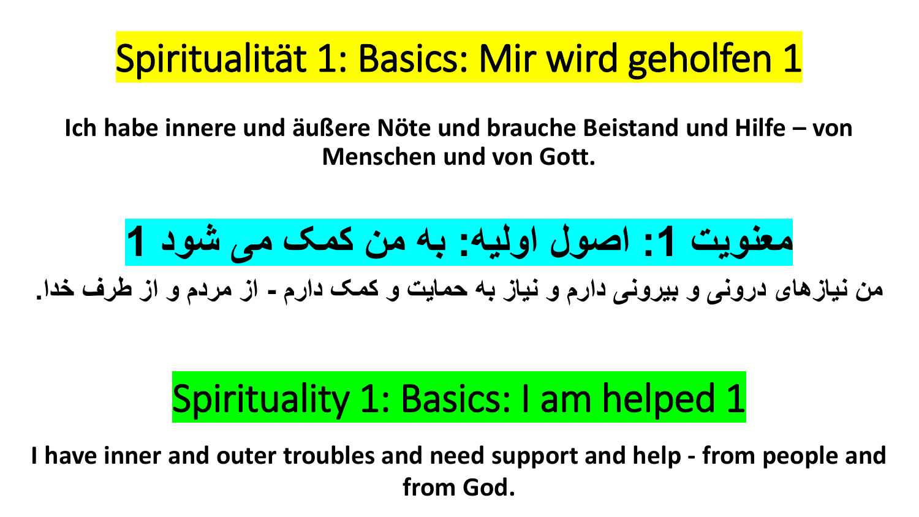# Spiritualität 1: Basics: Mir wird geholfen 1

**Ich habe innere und äußere Nöte und brauche Beistand und Hilfe – von Menschen und von Gott.**

# معنویت 1: اصول اولیه: به من کمک می شود 1

**من نیازهای درونی و بیرونی دارم و نیاز به حمایت و کمک دارم - از مردم و از طرف خدا.**

# Spirituality 1: Basics: I am helped 1

**I have inner and outer troubles and need support and help - from people and from God.**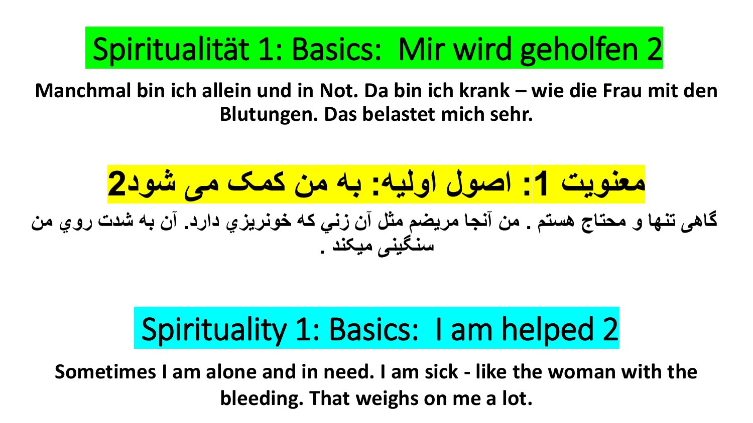# Spiritualität 1: Basics:  Mir wird geholfen 2

**Manchmal bin ich allein und in Not. Da bin ich krank – wie die Frau mit den Blutungen. Das belastet mich sehr.**

# معنويت 1: اصول اوليه: به من كمک می شود2

**گاهی تنها و محتاج هستم . من آنجا مريضم مثل آن زني كه خونريزي دارد. آن به شدت روي من سنگينی ميكند .**

# Spirituality 1: Basics:  I am helped 2

**Sometimes I am alone and in need. I am sick - like the woman with the bleeding. That weighs on me a lot.**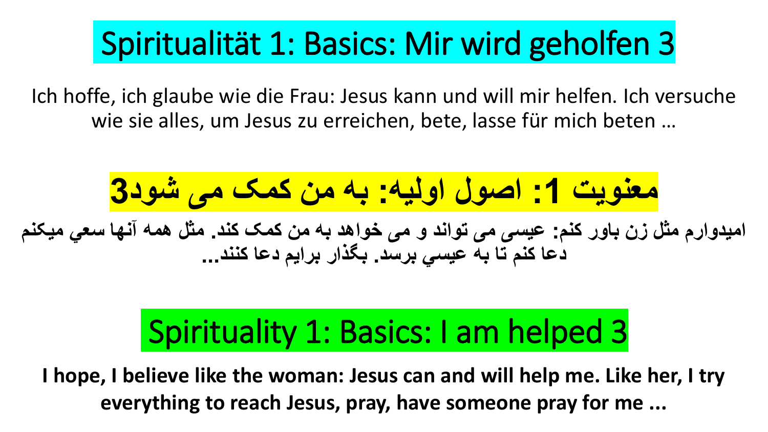# Spiritualität 1: Basics: Mir wird geholfen 3

Ich hoffe, ich glaube wie die Frau: Jesus kann und will mir helfen. Ich versuche wie sie alles, um Jesus zu erreichen, bete, lasse für mich beten …

# معنویت 1: اصول اولیه: به من کمک می شود3

**امیدوارم مثل زن باور کنم: عیسی می تواند و می خواهد به من کمک کند. مثل همه آنها سعي ميكنم دعا کنم تا به عيسي برسد. بگذار برایم دعا کنند...**

# Spirituality 1: Basics: I am helped 3

**I hope, I believe like the woman: Jesus can and will help me. Like her, I try everything to reach Jesus, pray, have someone pray for me ...**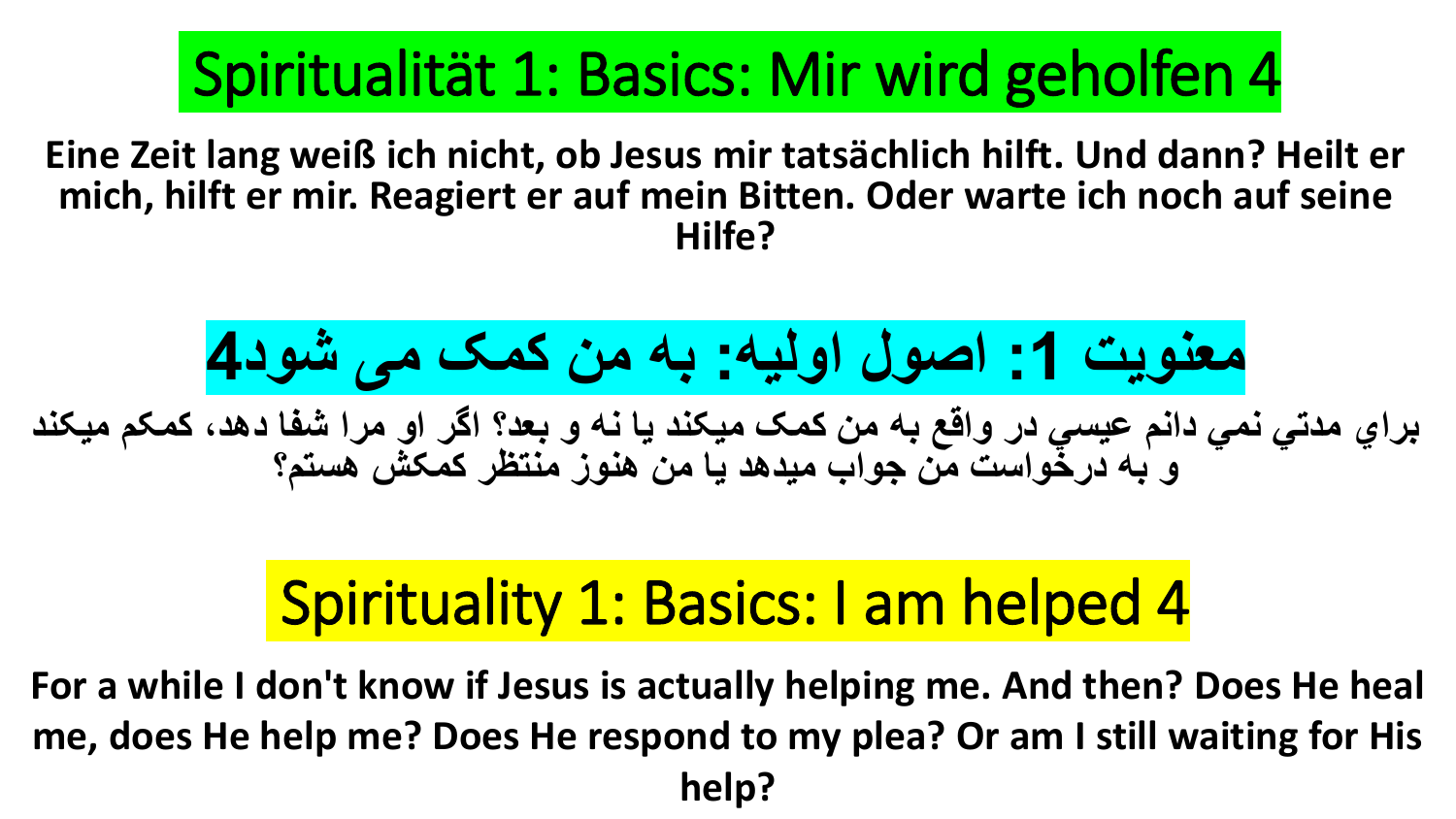# Spiritualität 1: Basics: Mir wird geholfen 4

**Eine Zeit lang weiß ich nicht, ob Jesus mir tatsächlich hilft. Und dann? Heilt er mich, hilft er mir. Reagiert er auf mein Bitten. Oder warte ich noch auf seine Hilfe?**

# معنویت 1: اصول اولیه: به من کمک می شود4

**براي مدتي نمي دانم عيسي در واقع به من کمک ميکند يا نه و بعد؟ اگر او مرا شفا دهد، کمکم ميکند و به درخواست من جواب ميدهد يا من هنوز منتظر کمکش هستم؟**

# Spirituality 1: Basics: I am helped 4

**For a while I don't know if Jesus is actually helping me. And then? Does He heal me, does He help me? Does He respond to my plea? Or am I still waiting for His help?**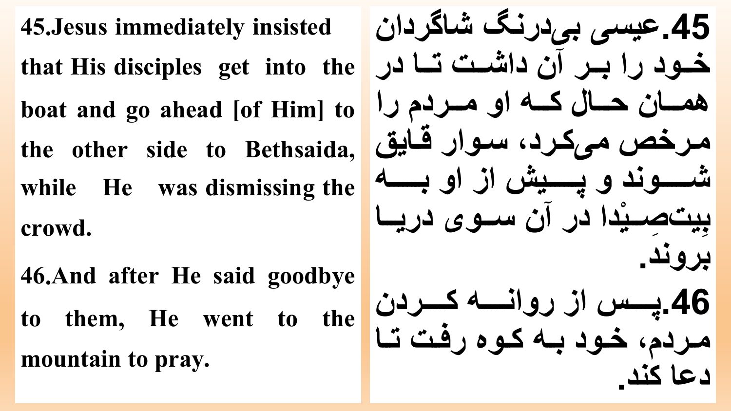45.Jesus immediately insisted that His disciples get into the boat and go ahead [of Him] to the other side to Bethsaida, while He was dismissing the crowd.

46.And after He said goodbye to them, He went to the mountain to pray.

45.عیسی بی‌درنگ شاگردان خود را بر آن داشت تا در همان حال که او مردم را مرخص می‌کرد، سوار قایق شوند و پیش از او به بِیت‌صِیْدا در آن سوی دریا بروند.

46.پس از روانه کردن مردم، خود به کوه رفت تا دعا کند.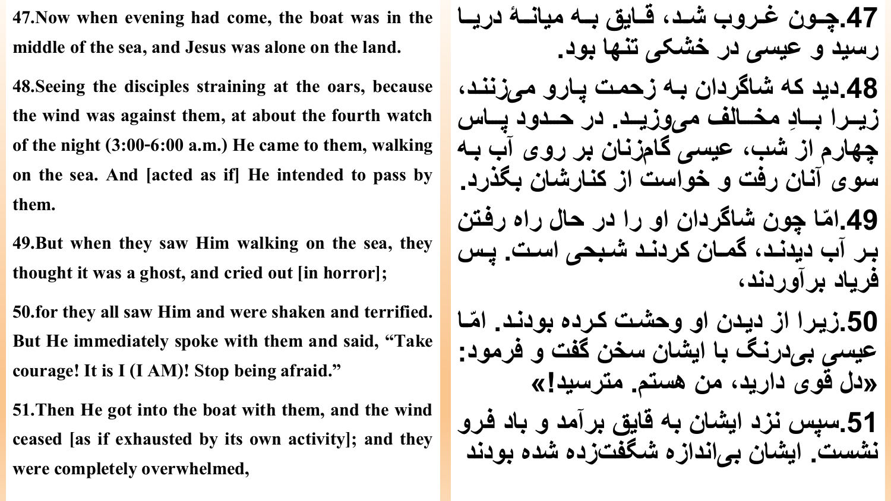47.Now when evening had come, the boat was in the middle of the sea, and Jesus was alone on the land.

48.Seeing the disciples straining at the oars, because the wind was against them, at about the fourth watch of the night (3:00-6:00 a.m.) He came to them, walking on the sea. And [acted as if] He intended to pass by them.

49.But when they saw Him walking on the sea, they thought it was a ghost, and cried out [in horror];

50.for they all saw Him and were shaken and terrified. But He immediately spoke with them and said, “Take courage! It is I (I AM)! Stop being afraid.”

51.Then He got into the boat with them, and the wind ceased [as if exhausted by its own activity]; and they were completely overwhelmed,

47.چون غروب شد، قایق به میانهٔ دریا رسید و عیسی در خشکی تنها بود.

48.دید که شاگردان به زحمت پارو می‌زنند، زیرا بادِ مخالف می‌وزید. در حدود پاس چهارم از شب، عیسی گام‌زنان بر روی آب به سوی آنان رفت و خواست از کنارشان بگذرد.

49.امّا چون شاگردان او را در حال راه رفتن بر آب دیدند، گمان کردند شبحی است. پس فریاد برآوردند،

50.زیرا از دیدن او وحشت کرده بودند. امّا عیسی بی‌درنگ با ایشان سخن گفت و فرمود: «دل قوی دارید، من هستم. مترسید!»

51.سپس نزد ایشان به قایق برآمد و باد فرو نشست. ایشان بی‌اندازه شگفت‌زده شده بودند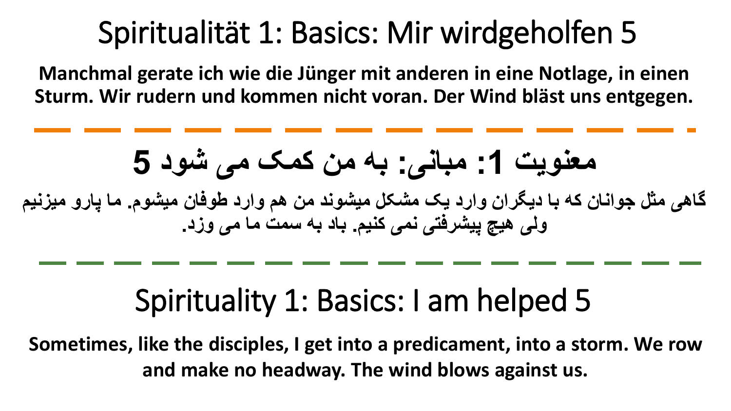# Spiritualität 1: Basics: Mir wirdgeholfen 5

**Manchmal gerate ich wie die Jünger mit anderen in eine Notlage, in einen Sturm. Wir rudern und kommen nicht voran. Der Wind bläst uns entgegen.**

---

# معنویت 1: مبانی: به من کمک می شود 5

**گاهی مثل جوانان که با دیگران وارد یک مشکل میشوند من هم وارد طوفان میشوم. ما پارو میزنیم ولی هیچ پیشرفتی نمی کنیم. باد به سمت ما می وزد.**

---

# Spirituality 1: Basics: I am helped 5

**Sometimes, like the disciples, I get into a predicament, into a storm. We row and make no headway. The wind blows against us.**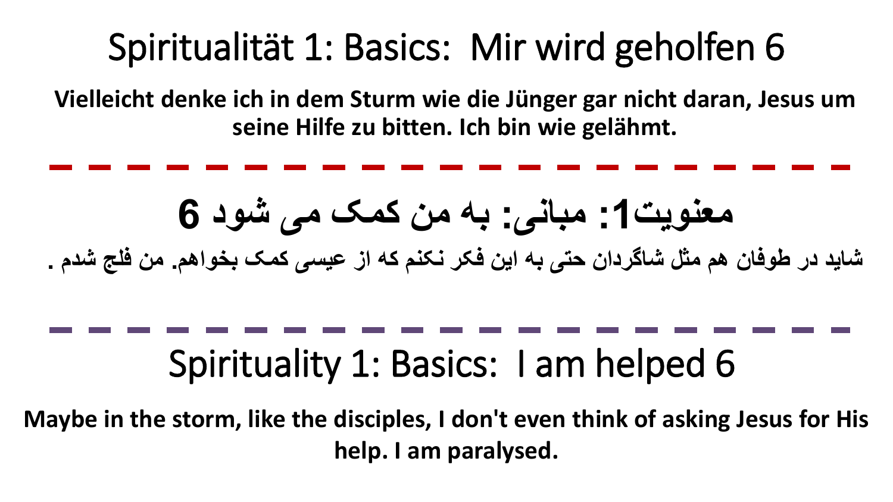# Spiritualität 1: Basics: Mir wird geholfen 6

**Vielleicht denke ich in dem Sturm wie die Jünger gar nicht daran, Jesus um seine Hilfe zu bitten. Ich bin wie gelähmt.**

---

# معنویت1: مبانی: به من کمک می شود 6

**شاید در طوفان هم مثل شاگردان حتی به این فکر نکنم که از عیسی کمک بخواهم. من فلج شدم .**

---

# Spirituality 1: Basics: I am helped 6

**Maybe in the storm, like the disciples, I don't even think of asking Jesus for His help. I am paralysed.**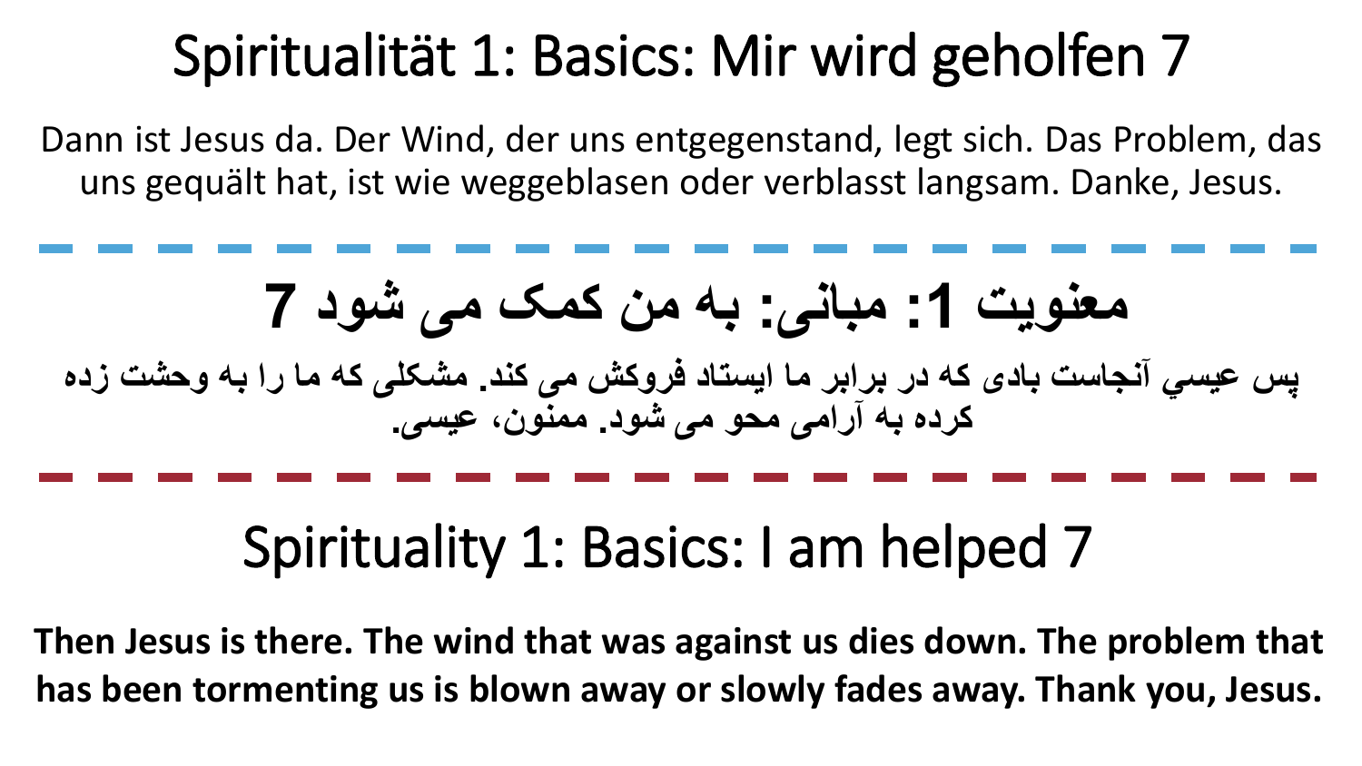# Spiritualität 1: Basics: Mir wird geholfen 7

Dann ist Jesus da. Der Wind, der uns entgegenstand, legt sich. Das Problem, das uns gequält hat, ist wie weggeblasen oder verblasst langsam. Danke, Jesus.

---

# معنویت 1: مبانی: به من کمک می شود 7

**پس عيسي آنجاست بادی که در برابر ما ایستاد فروکش می کند. مشکلی که ما را به وحشت زده کرده به آرامی محو می شود. ممنون، عیسی.**

---

# Spirituality 1: Basics: I am helped 7

**Then Jesus is there. The wind that was against us dies down. The problem that has been tormenting us is blown away or slowly fades away. Thank you, Jesus.**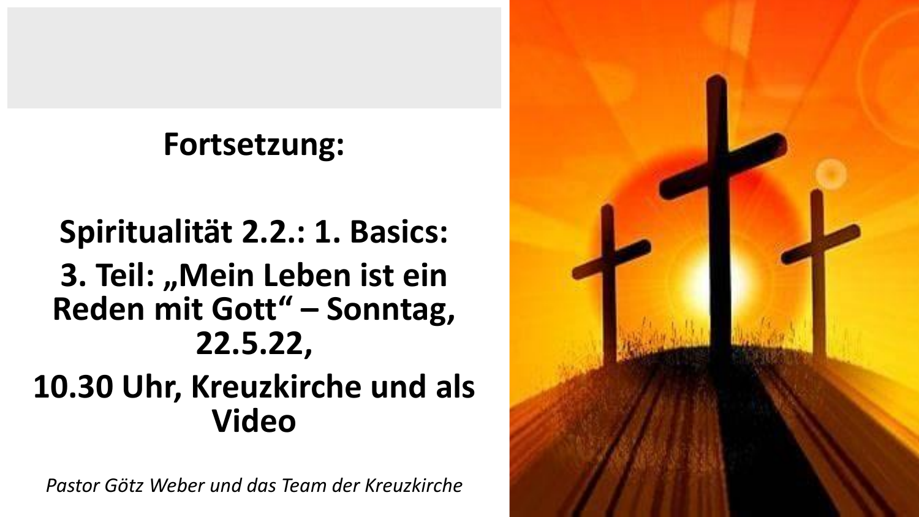**Fortsetzung:**

**Spiritualität 2.2.: 1. Basics:**

**3. Teil: „Mein Leben ist ein Reden mit Gott“ – Sonntag, 22.5.22,**

**10.30 Uhr, Kreuzkirche und als Video**

*Pastor Götz Weber und das Team der Kreuzkirche*